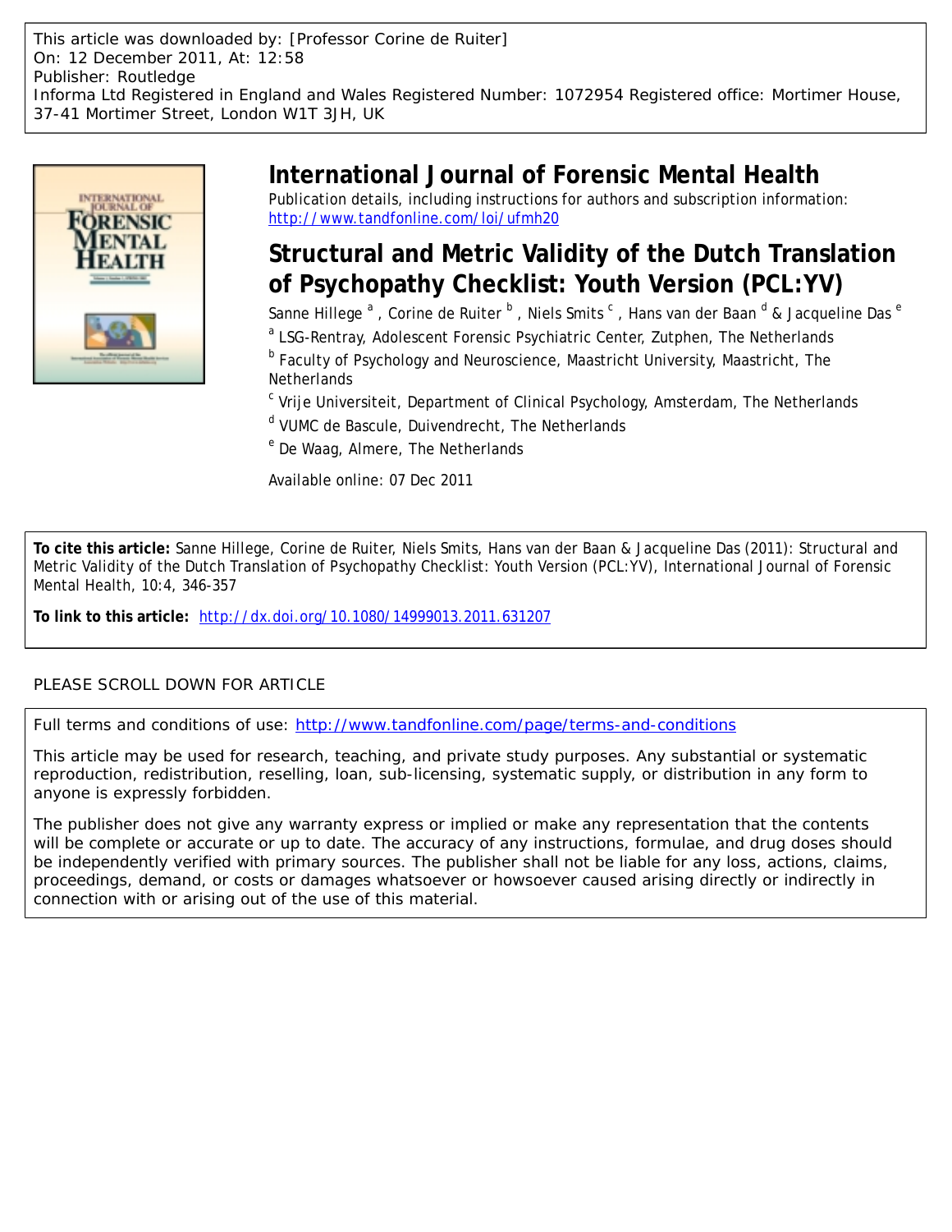This article was downloaded by: [Professor Corine de Ruiter]
On: 12 December 2011, At: 12:58
Publisher: Routledge
Informa Ltd Registered in England and Wales Registered Number: 1072954 Registered office: Mortimer House, 37-41 Mortimer Street, London W1T 3JH, UK

# International Journal of Forensic Mental Health

Publication details, including instructions for authors and subscription information:
http://www.tandfonline.com/loi/ufmh20

## Structural and Metric Validity of the Dutch Translation of Psychopathy Checklist: Youth Version (PCL:YV)

Sanne Hillege [a], Corine de Ruiter [b], Niels Smits [c], Hans van der Baan [d] & Jacqueline Das [e]

[a] LSG-Rentray, Adolescent Forensic Psychiatric Center, Zutphen, The Netherlands

[b] Faculty of Psychology and Neuroscience, Maastricht University, Maastricht, The Netherlands

[c] Vrije Universiteit, Department of Clinical Psychology, Amsterdam, The Netherlands

[d] VUMC de Bascule, Duivendrecht, The Netherlands

[e] De Waag, Almere, The Netherlands

Available online: 07 Dec 2011

**To cite this article:** Sanne Hillege, Corine de Ruiter, Niels Smits, Hans van der Baan & Jacqueline Das (2011): Structural and Metric Validity of the Dutch Translation of Psychopathy Checklist: Youth Version (PCL:YV), International Journal of Forensic Mental Health, 10:4, 346-357

**To link to this article:** http://dx.doi.org/10.1080/14999013.2011.631207

PLEASE SCROLL DOWN FOR ARTICLE

Full terms and conditions of use: http://www.tandfonline.com/page/terms-and-conditions

This article may be used for research, teaching, and private study purposes. Any substantial or systematic reproduction, redistribution, reselling, loan, sub-licensing, systematic supply, or distribution in any form to anyone is expressly forbidden.

The publisher does not give any warranty express or implied or make any representation that the contents will be complete or accurate or up to date. The accuracy of any instructions, formulae, and drug doses should be independently verified with primary sources. The publisher shall not be liable for any loss, actions, claims, proceedings, demand, or costs or damages whatsoever or howsoever caused arising directly or indirectly in connection with or arising out of the use of this material.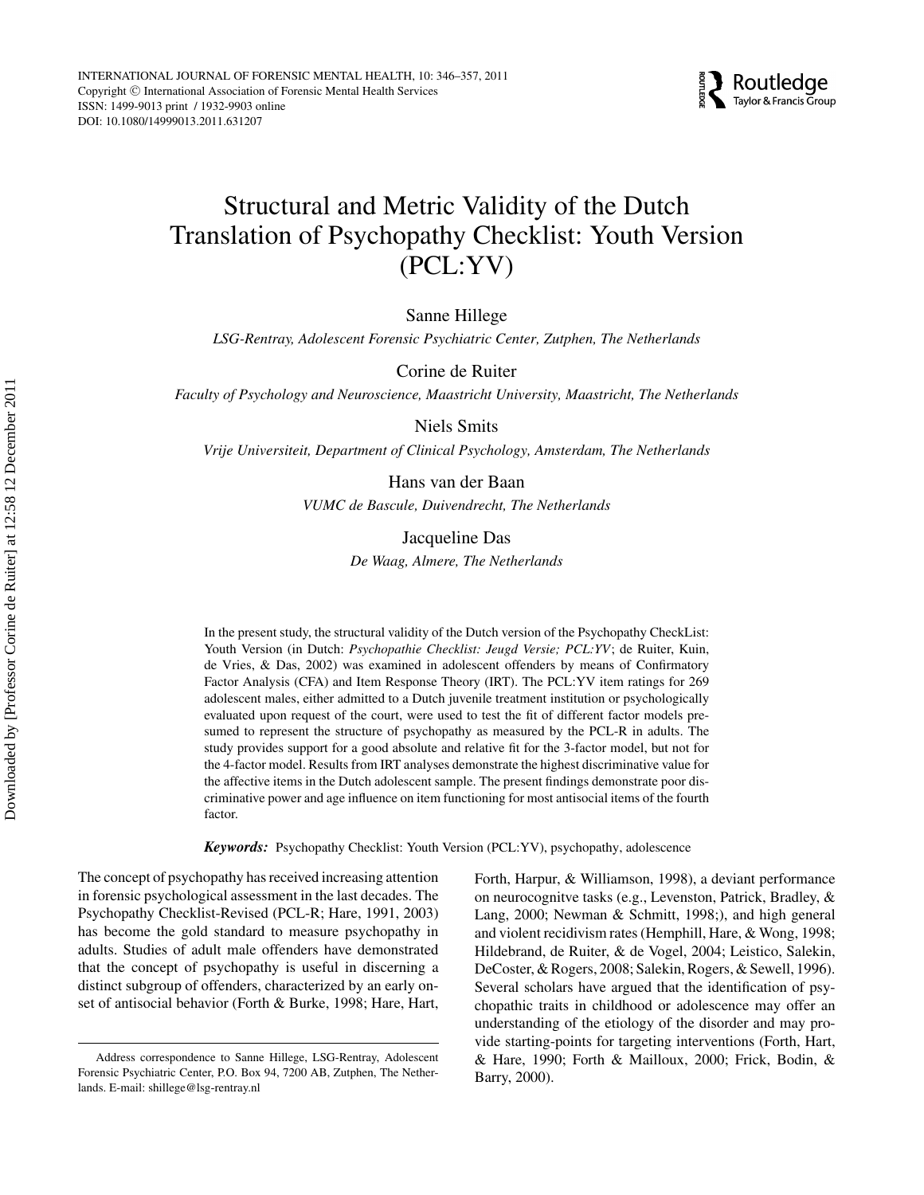# Structural and Metric Validity of the Dutch Translation of Psychopathy Checklist: Youth Version (PCL:YV)

Sanne Hillege

*LSG-Rentray, Adolescent Forensic Psychiatric Center, Zutphen, The Netherlands*

Corine de Ruiter

*Faculty of Psychology and Neuroscience, Maastricht University, Maastricht, The Netherlands*

Niels Smits

*Vrije Universiteit, Department of Clinical Psychology, Amsterdam, The Netherlands*

Hans van der Baan

*VUMC de Bascule, Duivendrecht, The Netherlands*

Jacqueline Das

*De Waag, Almere, The Netherlands*

In the present study, the structural validity of the Dutch version of the Psychopathy CheckList: Youth Version (in Dutch: *Psychopathie Checklist: Jeugd Versie; PCL:YV*; de Ruiter, Kuin, de Vries, & Das, 2002) was examined in adolescent offenders by means of Confirmatory Factor Analysis (CFA) and Item Response Theory (IRT). The PCL:YV item ratings for 269 adolescent males, either admitted to a Dutch juvenile treatment institution or psychologically evaluated upon request of the court, were used to test the fit of different factor models presumed to represent the structure of psychopathy as measured by the PCL-R in adults. The study provides support for a good absolute and relative fit for the 3-factor model, but not for the 4-factor model. Results from IRT analyses demonstrate the highest discriminative value for the affective items in the Dutch adolescent sample. The present findings demonstrate poor discriminative power and age influence on item functioning for most antisocial items of the fourth factor.

***Keywords:*** Psychopathy Checklist: Youth Version (PCL:YV), psychopathy, adolescence

The concept of psychopathy has received increasing attention in forensic psychological assessment in the last decades. The Psychopathy Checklist-Revised (PCL-R; Hare, 1991, 2003) has become the gold standard to measure psychopathy in adults. Studies of adult male offenders have demonstrated that the concept of psychopathy is useful in discerning a distinct subgroup of offenders, characterized by an early onset of antisocial behavior (Forth & Burke, 1998; Hare, Hart, Forth, Harpur, & Williamson, 1998), a deviant performance on neurocognitve tasks (e.g., Levenston, Patrick, Bradley, & Lang, 2000; Newman & Schmitt, 1998;), and high general and violent recidivism rates (Hemphill, Hare, & Wong, 1998; Hildebrand, de Ruiter, & de Vogel, 2004; Leistico, Salekin, DeCoster, & Rogers, 2008; Salekin, Rogers, & Sewell, 1996). Several scholars have argued that the identification of psychopathic traits in childhood or adolescence may offer an understanding of the etiology of the disorder and may provide starting-points for targeting interventions (Forth, Hart, & Hare, 1990; Forth & Mailloux, 2000; Frick, Bodin, & Barry, 2000).

Address correspondence to Sanne Hillege, LSG-Rentray, Adolescent Forensic Psychiatric Center, P.O. Box 94, 7200 AB, Zutphen, The Netherlands. E-mail: shillege@lsg-rentray.nl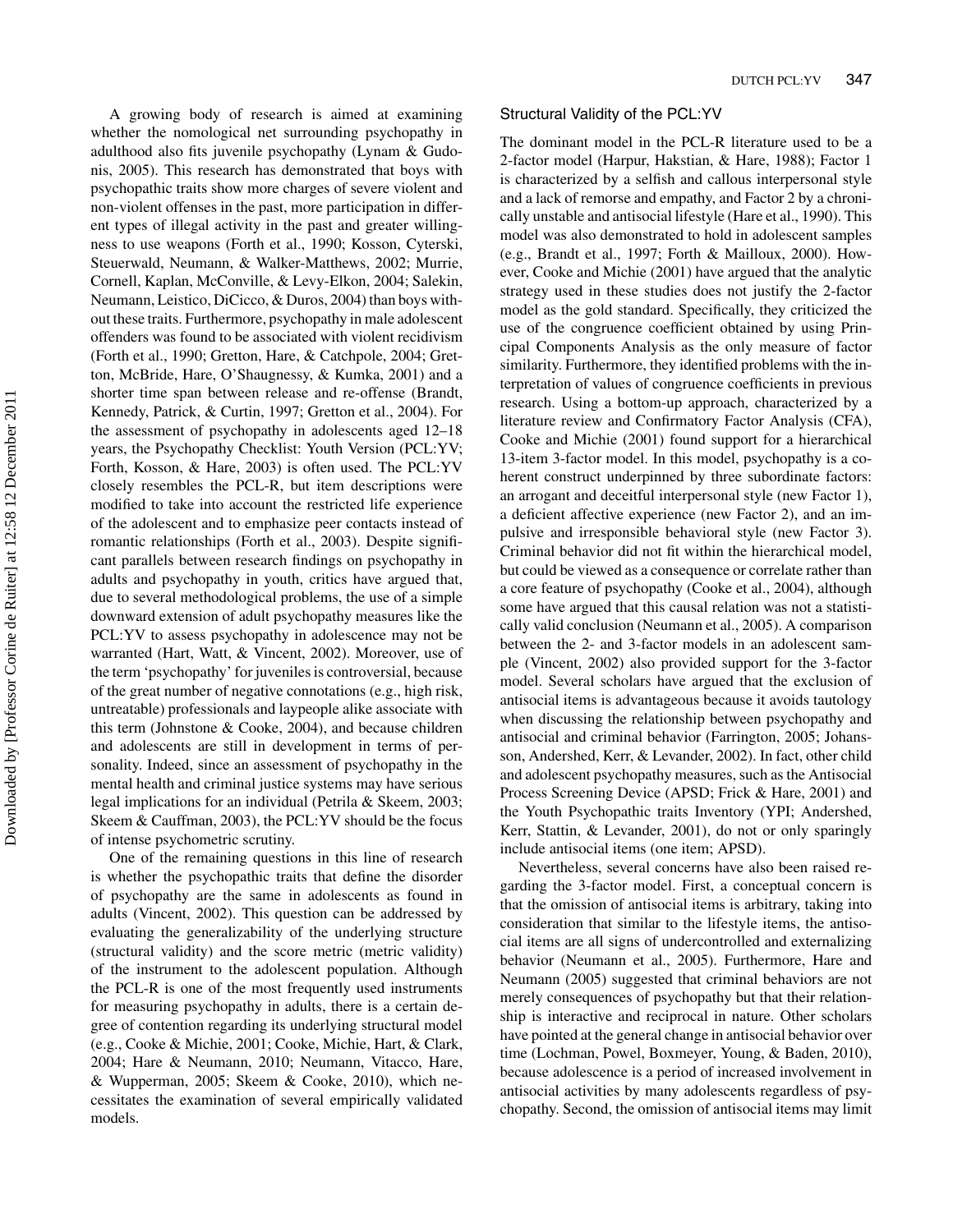A growing body of research is aimed at examining whether the nomological net surrounding psychopathy in adulthood also fits juvenile psychopathy (Lynam & Gudonis, 2005). This research has demonstrated that boys with psychopathic traits show more charges of severe violent and non-violent offenses in the past, more participation in different types of illegal activity in the past and greater willingness to use weapons (Forth et al., 1990; Kosson, Cyterski, Steuerwald, Neumann, & Walker-Matthews, 2002; Murrie, Cornell, Kaplan, McConville, & Levy-Elkon, 2004; Salekin, Neumann, Leistico, DiCicco, & Duros, 2004) than boys without these traits. Furthermore, psychopathy in male adolescent offenders was found to be associated with violent recidivism (Forth et al., 1990; Gretton, Hare, & Catchpole, 2004; Gretton, McBride, Hare, O'Shaugnessy, & Kumka, 2001) and a shorter time span between release and re-offense (Brandt, Kennedy, Patrick, & Curtin, 1997; Gretton et al., 2004). For the assessment of psychopathy in adolescents aged 12–18 years, the Psychopathy Checklist: Youth Version (PCL:YV; Forth, Kosson, & Hare, 2003) is often used. The PCL:YV closely resembles the PCL-R, but item descriptions were modified to take into account the restricted life experience of the adolescent and to emphasize peer contacts instead of romantic relationships (Forth et al., 2003). Despite significant parallels between research findings on psychopathy in adults and psychopathy in youth, critics have argued that, due to several methodological problems, the use of a simple downward extension of adult psychopathy measures like the PCL:YV to assess psychopathy in adolescence may not be warranted (Hart, Watt, & Vincent, 2002). Moreover, use of the term 'psychopathy' for juveniles is controversial, because of the great number of negative connotations (e.g., high risk, untreatable) professionals and laypeople alike associate with this term (Johnstone & Cooke, 2004), and because children and adolescents are still in development in terms of personality. Indeed, since an assessment of psychopathy in the mental health and criminal justice systems may have serious legal implications for an individual (Petrila & Skeem, 2003; Skeem & Cauffman, 2003), the PCL:YV should be the focus of intense psychometric scrutiny.

One of the remaining questions in this line of research is whether the psychopathic traits that define the disorder of psychopathy are the same in adolescents as found in adults (Vincent, 2002). This question can be addressed by evaluating the generalizability of the underlying structure (structural validity) and the score metric (metric validity) of the instrument to the adolescent population. Although the PCL-R is one of the most frequently used instruments for measuring psychopathy in adults, there is a certain degree of contention regarding its underlying structural model (e.g., Cooke & Michie, 2001; Cooke, Michie, Hart, & Clark, 2004; Hare & Neumann, 2010; Neumann, Vitacco, Hare, & Wupperman, 2005; Skeem & Cooke, 2010), which necessitates the examination of several empirically validated models.

## Structural Validity of the PCL:YV

The dominant model in the PCL-R literature used to be a 2-factor model (Harpur, Hakstian, & Hare, 1988); Factor 1 is characterized by a selfish and callous interpersonal style and a lack of remorse and empathy, and Factor 2 by a chronically unstable and antisocial lifestyle (Hare et al., 1990). This model was also demonstrated to hold in adolescent samples (e.g., Brandt et al., 1997; Forth & Mailloux, 2000). However, Cooke and Michie (2001) have argued that the analytic strategy used in these studies does not justify the 2-factor model as the gold standard. Specifically, they criticized the use of the congruence coefficient obtained by using Principal Components Analysis as the only measure of factor similarity. Furthermore, they identified problems with the interpretation of values of congruence coefficients in previous research. Using a bottom-up approach, characterized by a literature review and Confirmatory Factor Analysis (CFA), Cooke and Michie (2001) found support for a hierarchical 13-item 3-factor model. In this model, psychopathy is a coherent construct underpinned by three subordinate factors: an arrogant and deceitful interpersonal style (new Factor 1), a deficient affective experience (new Factor 2), and an impulsive and irresponsible behavioral style (new Factor 3). Criminal behavior did not fit within the hierarchical model, but could be viewed as a consequence or correlate rather than a core feature of psychopathy (Cooke et al., 2004), although some have argued that this causal relation was not a statistically valid conclusion (Neumann et al., 2005). A comparison between the 2- and 3-factor models in an adolescent sample (Vincent, 2002) also provided support for the 3-factor model. Several scholars have argued that the exclusion of antisocial items is advantageous because it avoids tautology when discussing the relationship between psychopathy and antisocial and criminal behavior (Farrington, 2005; Johansson, Andershed, Kerr, & Levander, 2002). In fact, other child and adolescent psychopathy measures, such as the Antisocial Process Screening Device (APSD; Frick & Hare, 2001) and the Youth Psychopathic traits Inventory (YPI; Andershed, Kerr, Stattin, & Levander, 2001), do not or only sparingly include antisocial items (one item; APSD).

Nevertheless, several concerns have also been raised regarding the 3-factor model. First, a conceptual concern is that the omission of antisocial items is arbitrary, taking into consideration that similar to the lifestyle items, the antisocial items are all signs of undercontrolled and externalizing behavior (Neumann et al., 2005). Furthermore, Hare and Neumann (2005) suggested that criminal behaviors are not merely consequences of psychopathy but that their relationship is interactive and reciprocal in nature. Other scholars have pointed at the general change in antisocial behavior over time (Lochman, Powel, Boxmeyer, Young, & Baden, 2010), because adolescence is a period of increased involvement in antisocial activities by many adolescents regardless of psychopathy. Second, the omission of antisocial items may limit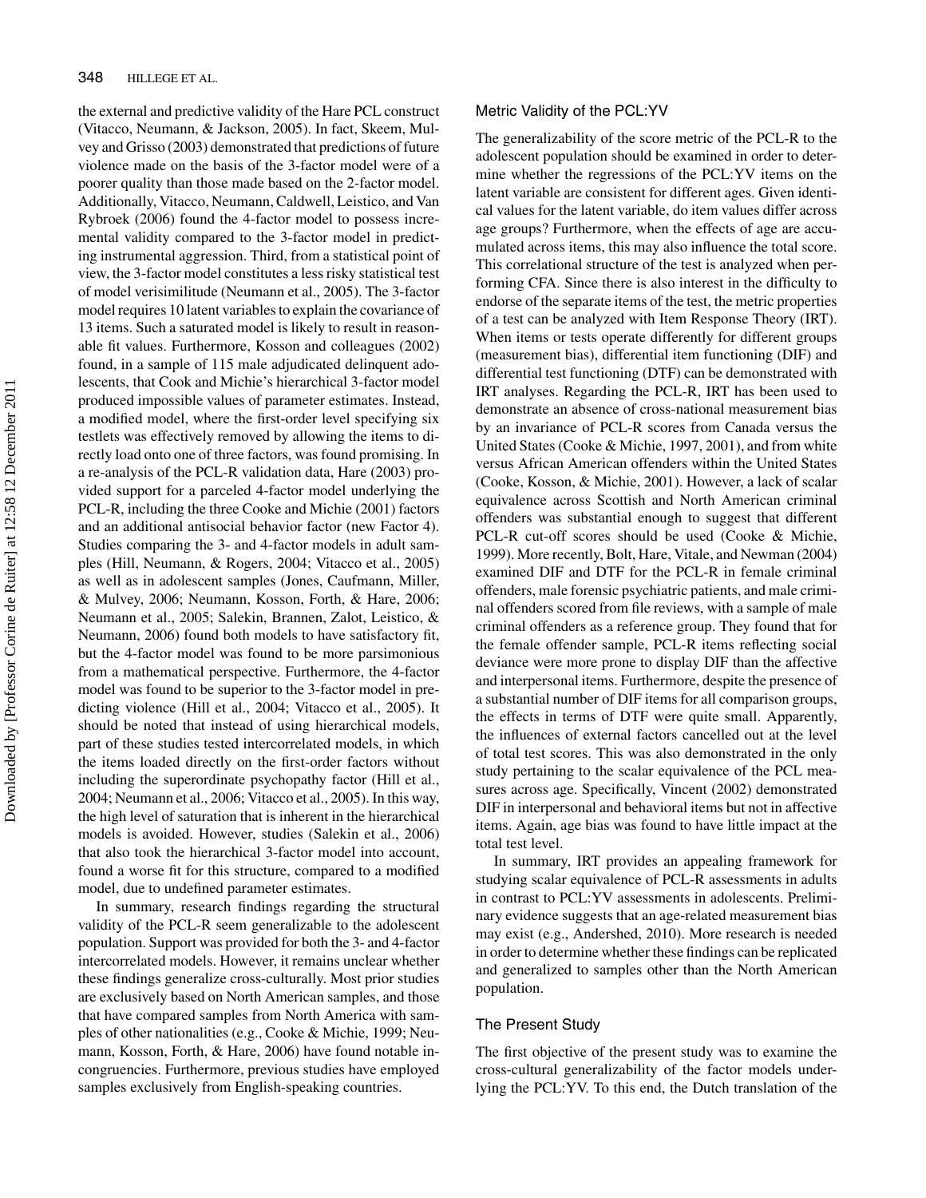the external and predictive validity of the Hare PCL construct (Vitacco, Neumann, & Jackson, 2005). In fact, Skeem, Mulvey and Grisso (2003) demonstrated that predictions of future violence made on the basis of the 3-factor model were of a poorer quality than those made based on the 2-factor model. Additionally, Vitacco, Neumann, Caldwell, Leistico, and Van Rybroek (2006) found the 4-factor model to possess incremental validity compared to the 3-factor model in predicting instrumental aggression. Third, from a statistical point of view, the 3-factor model constitutes a less risky statistical test of model verisimilitude (Neumann et al., 2005). The 3-factor model requires 10 latent variables to explain the covariance of 13 items. Such a saturated model is likely to result in reasonable fit values. Furthermore, Kosson and colleagues (2002) found, in a sample of 115 male adjudicated delinquent adolescents, that Cook and Michie's hierarchical 3-factor model produced impossible values of parameter estimates. Instead, a modified model, where the first-order level specifying six testlets was effectively removed by allowing the items to directly load onto one of three factors, was found promising. In a re-analysis of the PCL-R validation data, Hare (2003) provided support for a parceled 4-factor model underlying the PCL-R, including the three Cooke and Michie (2001) factors and an additional antisocial behavior factor (new Factor 4). Studies comparing the 3- and 4-factor models in adult samples (Hill, Neumann, & Rogers, 2004; Vitacco et al., 2005) as well as in adolescent samples (Jones, Caufmann, Miller, & Mulvey, 2006; Neumann, Kosson, Forth, & Hare, 2006; Neumann et al., 2005; Salekin, Brannen, Zalot, Leistico, & Neumann, 2006) found both models to have satisfactory fit, but the 4-factor model was found to be more parsimonious from a mathematical perspective. Furthermore, the 4-factor model was found to be superior to the 3-factor model in predicting violence (Hill et al., 2004; Vitacco et al., 2005). It should be noted that instead of using hierarchical models, part of these studies tested intercorrelated models, in which the items loaded directly on the first-order factors without including the superordinate psychopathy factor (Hill et al., 2004; Neumann et al., 2006; Vitacco et al., 2005). In this way, the high level of saturation that is inherent in the hierarchical models is avoided. However, studies (Salekin et al., 2006) that also took the hierarchical 3-factor model into account, found a worse fit for this structure, compared to a modified model, due to undefined parameter estimates.

In summary, research findings regarding the structural validity of the PCL-R seem generalizable to the adolescent population. Support was provided for both the 3- and 4-factor intercorrelated models. However, it remains unclear whether these findings generalize cross-culturally. Most prior studies are exclusively based on North American samples, and those that have compared samples from North America with samples of other nationalities (e.g., Cooke & Michie, 1999; Neumann, Kosson, Forth, & Hare, 2006) have found notable incongruencies. Furthermore, previous studies have employed samples exclusively from English-speaking countries.

### Metric Validity of the PCL:YV

The generalizability of the score metric of the PCL-R to the adolescent population should be examined in order to determine whether the regressions of the PCL:YV items on the latent variable are consistent for different ages. Given identical values for the latent variable, do item values differ across age groups? Furthermore, when the effects of age are accumulated across items, this may also influence the total score. This correlational structure of the test is analyzed when performing CFA. Since there is also interest in the difficulty to endorse of the separate items of the test, the metric properties of a test can be analyzed with Item Response Theory (IRT). When items or tests operate differently for different groups (measurement bias), differential item functioning (DIF) and differential test functioning (DTF) can be demonstrated with IRT analyses. Regarding the PCL-R, IRT has been used to demonstrate an absence of cross-national measurement bias by an invariance of PCL-R scores from Canada versus the United States (Cooke & Michie, 1997, 2001), and from white versus African American offenders within the United States (Cooke, Kosson, & Michie, 2001). However, a lack of scalar equivalence across Scottish and North American criminal offenders was substantial enough to suggest that different PCL-R cut-off scores should be used (Cooke & Michie, 1999). More recently, Bolt, Hare, Vitale, and Newman (2004) examined DIF and DTF for the PCL-R in female criminal offenders, male forensic psychiatric patients, and male criminal offenders scored from file reviews, with a sample of male criminal offenders as a reference group. They found that for the female offender sample, PCL-R items reflecting social deviance were more prone to display DIF than the affective and interpersonal items. Furthermore, despite the presence of a substantial number of DIF items for all comparison groups, the effects in terms of DTF were quite small. Apparently, the influences of external factors cancelled out at the level of total test scores. This was also demonstrated in the only study pertaining to the scalar equivalence of the PCL measures across age. Specifically, Vincent (2002) demonstrated DIF in interpersonal and behavioral items but not in affective items. Again, age bias was found to have little impact at the total test level.

In summary, IRT provides an appealing framework for studying scalar equivalence of PCL-R assessments in adults in contrast to PCL:YV assessments in adolescents. Preliminary evidence suggests that an age-related measurement bias may exist (e.g., Andershed, 2010). More research is needed in order to determine whether these findings can be replicated and generalized to samples other than the North American population.

### The Present Study

The first objective of the present study was to examine the cross-cultural generalizability of the factor models underlying the PCL:YV. To this end, the Dutch translation of the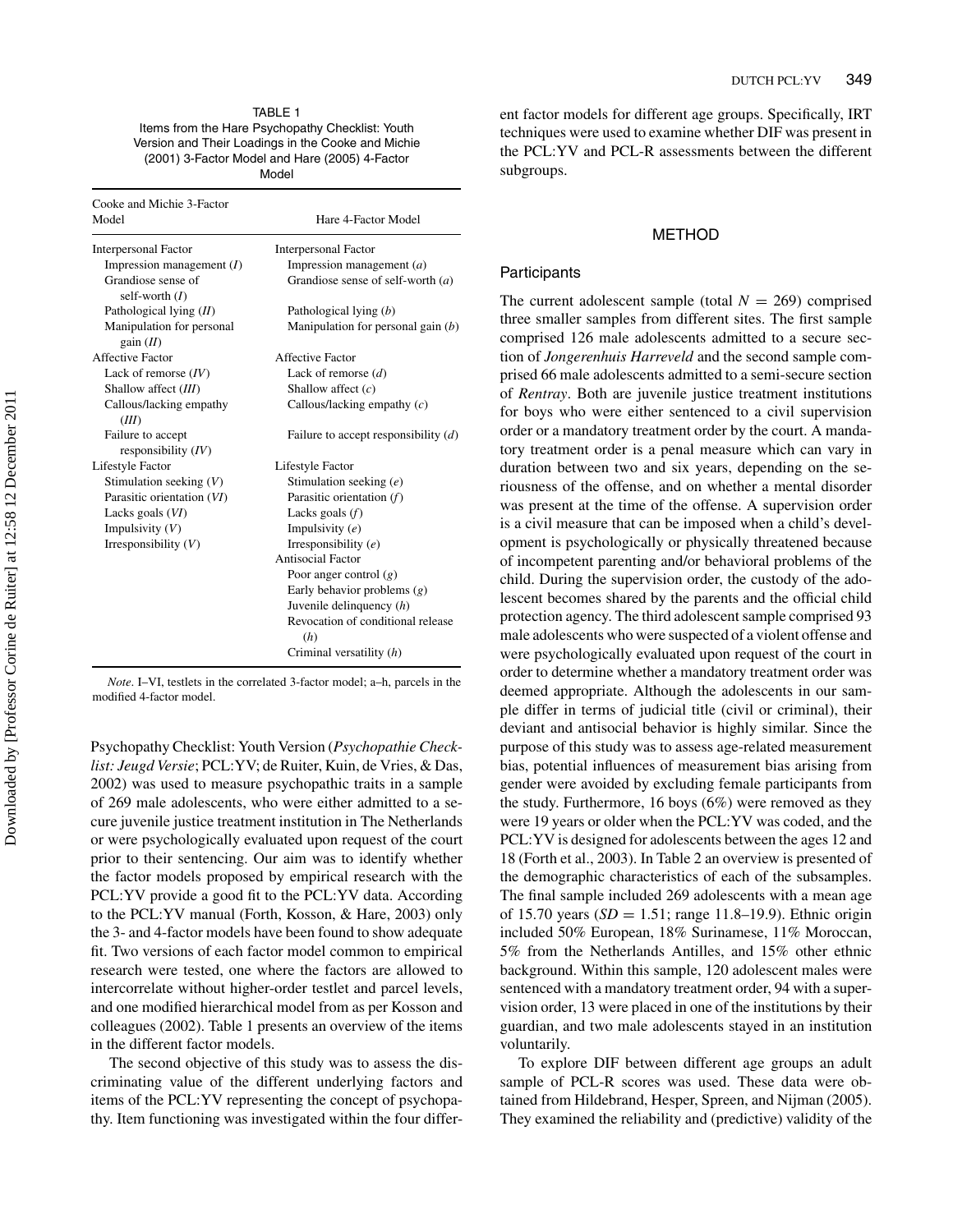TABLE 1
Items from the Hare Psychopathy Checklist: Youth Version and Their Loadings in the Cooke and Michie (2001) 3-Factor Model and Hare (2005) 4-Factor Model

| Cooke and Michie 3-Factor Model | Hare 4-Factor Model |
|---|---|
| Interpersonal Factor | Interpersonal Factor |
| Impression management (*I*) | Impression management (*a*) |
| Grandiose sense of self-worth (*I*) | Grandiose sense of self-worth (*a*) |
| Pathological lying (*II*) | Pathological lying (*b*) |
| Manipulation for personal gain (*II*) | Manipulation for personal gain (*b*) |
| Affective Factor | Affective Factor |
| Lack of remorse (*IV*) | Lack of remorse (*d*) |
| Shallow affect (*III*) | Shallow affect (*c*) |
| Callous/lacking empathy (*III*) | Callous/lacking empathy (*c*) |
| Failure to accept responsibility (*IV*) | Failure to accept responsibility (*d*) |
| Lifestyle Factor | Lifestyle Factor |
| Stimulation seeking (*V*) | Stimulation seeking (*e*) |
| Parasitic orientation (*VI*) | Parasitic orientation (*f*) |
| Lacks goals (*VI*) | Lacks goals (*f*) |
| Impulsivity (*V*) | Impulsivity (*e*) |
| Irresponsibility (*V*) | Irresponsibility (*e*) |
| | Antisocial Factor |
| | Poor anger control (*g*) |
| | Early behavior problems (*g*) |
| | Juvenile delinquency (*h*) |
| | Revocation of conditional release (*h*) |
| | Criminal versatility (*h*) |

*Note*. I–VI, testlets in the correlated 3-factor model; a–h, parcels in the modified 4-factor model.

Psychopathy Checklist: Youth Version (*Psychopathie Checklist: Jeugd Versie*; PCL:YV; de Ruiter, Kuin, de Vries, & Das, 2002) was used to measure psychopathic traits in a sample of 269 male adolescents, who were either admitted to a secure juvenile justice treatment institution in The Netherlands or were psychologically evaluated upon request of the court prior to their sentencing. Our aim was to identify whether the factor models proposed by empirical research with the PCL:YV provide a good fit to the PCL:YV data. According to the PCL:YV manual (Forth, Kosson, & Hare, 2003) only the 3- and 4-factor models have been found to show adequate fit. Two versions of each factor model common to empirical research were tested, one where the factors are allowed to intercorrelate without higher-order testlet and parcel levels, and one modified hierarchical model from as per Kosson and colleagues (2002). Table 1 presents an overview of the items in the different factor models.

The second objective of this study was to assess the discriminating value of the different underlying factors and items of the PCL:YV representing the concept of psychopathy. Item functioning was investigated within the four different factor models for different age groups. Specifically, IRT techniques were used to examine whether DIF was present in the PCL:YV and PCL-R assessments between the different subgroups.

## METHOD

### Participants

The current adolescent sample (total $N = 269$) comprised three smaller samples from different sites. The first sample comprised 126 male adolescents admitted to a secure section of *Jongerenhuis Harreveld* and the second sample comprised 66 male adolescents admitted to a semi-secure section of *Rentray*. Both are juvenile justice treatment institutions for boys who were either sentenced to a civil supervision order or a mandatory treatment order by the court. A mandatory treatment order is a penal measure which can vary in duration between two and six years, depending on the seriousness of the offense, and on whether a mental disorder was present at the time of the offense. A supervision order is a civil measure that can be imposed when a child's development is psychologically or physically threatened because of incompetent parenting and/or behavioral problems of the child. During the supervision order, the custody of the adolescent becomes shared by the parents and the official child protection agency. The third adolescent sample comprised 93 male adolescents who were suspected of a violent offense and were psychologically evaluated upon request of the court in order to determine whether a mandatory treatment order was deemed appropriate. Although the adolescents in our sample differ in terms of judicial title (civil or criminal), their deviant and antisocial behavior is highly similar. Since the purpose of this study was to assess age-related measurement bias, potential influences of measurement bias arising from gender were avoided by excluding female participants from the study. Furthermore, 16 boys (6%) were removed as they were 19 years or older when the PCL:YV was coded, and the PCL:YV is designed for adolescents between the ages 12 and 18 (Forth et al., 2003). In Table 2 an overview is presented of the demographic characteristics of each of the subsamples. The final sample included 269 adolescents with a mean age of 15.70 years ($SD = 1.51$; range 11.8–19.9). Ethnic origin included 50% European, 18% Surinamese, 11% Moroccan, 5% from the Netherlands Antilles, and 15% other ethnic background. Within this sample, 120 adolescent males were sentenced with a mandatory treatment order, 94 with a supervision order, 13 were placed in one of the institutions by their guardian, and two male adolescents stayed in an institution voluntarily.

To explore DIF between different age groups an adult sample of PCL-R scores was used. These data were obtained from Hildebrand, Hesper, Spreen, and Nijman (2005). They examined the reliability and (predictive) validity of the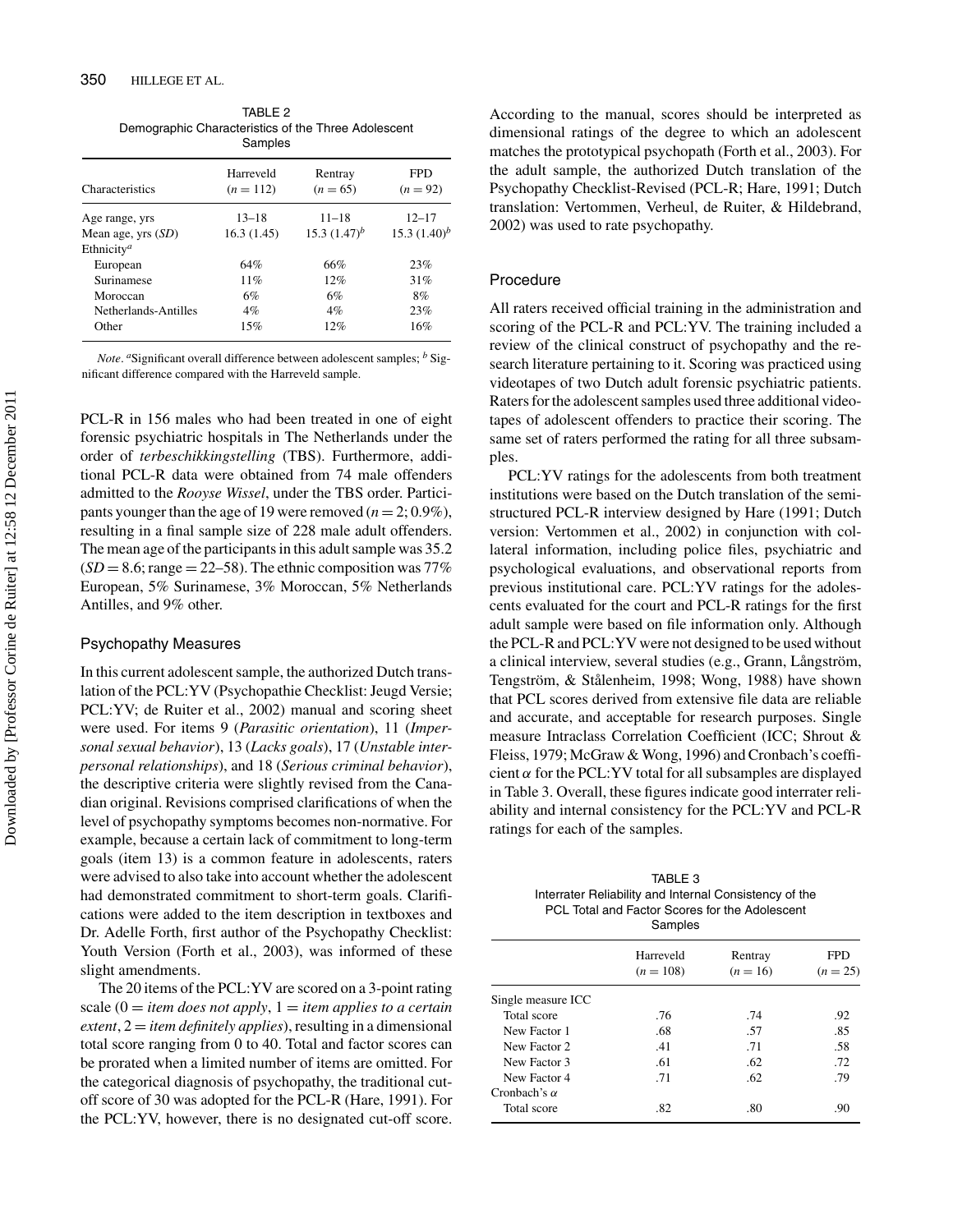TABLE 2
Demographic Characteristics of the Three Adolescent Samples

| Characteristics | Harreveld ($n = 112$) | Rentray ($n = 65$) | FPD ($n = 92$) |
|---|---|---|---|
| Age range, yrs | 13–18 | 11–18 | 12–17 |
| Mean age, yrs (*SD*) | 16.3 (1.45) | 15.3 (1.47)[b] | 15.3 (1.40)[b] |
| Ethnicity[a] | | | |
| European | 64% | 66% | 23% |
| Surinamese | 11% | 12% | 31% |
| Moroccan | 6% | 6% | 8% |
| Netherlands-Antilles | 4% | 4% | 23% |
| Other | 15% | 12% | 16% |

*Note*. [a]Significant overall difference between adolescent samples; [b] Significant difference compared with the Harreveld sample.

PCL-R in 156 males who had been treated in one of eight forensic psychiatric hospitals in The Netherlands under the order of *terbeschikkingstelling* (TBS). Furthermore, additional PCL-R data were obtained from 74 male offenders admitted to the *Rooyse Wissel*, under the TBS order. Participants younger than the age of 19 were removed ($n = 2$; 0.9%), resulting in a final sample size of 228 male adult offenders. The mean age of the participants in this adult sample was 35.2 ($SD = 8.6$; range = 22–58). The ethnic composition was 77% European, 5% Surinamese, 3% Moroccan, 5% Netherlands Antilles, and 9% other.

## Psychopathy Measures

In this current adolescent sample, the authorized Dutch translation of the PCL:YV (Psychopathie Checklist: Jeugd Versie; PCL:YV; de Ruiter et al., 2002) manual and scoring sheet were used. For items 9 (*Parasitic orientation*), 11 (*Impersonal sexual behavior*), 13 (*Lacks goals*), 17 (*Unstable interpersonal relationships*), and 18 (*Serious criminal behavior*), the descriptive criteria were slightly revised from the Canadian original. Revisions comprised clarifications of when the level of psychopathy symptoms becomes non-normative. For example, because a certain lack of commitment to long-term goals (item 13) is a common feature in adolescents, raters were advised to also take into account whether the adolescent had demonstrated commitment to short-term goals. Clarifications were added to the item description in textboxes and Dr. Adelle Forth, first author of the Psychopathy Checklist: Youth Version (Forth et al., 2003), was informed of these slight amendments.

The 20 items of the PCL:YV are scored on a 3-point rating scale (0 = *item does not apply*, 1 = *item applies to a certain extent*, 2 = *item definitely applies*), resulting in a dimensional total score ranging from 0 to 40. Total and factor scores can be prorated when a limited number of items are omitted. For the categorical diagnosis of psychopathy, the traditional cutoff score of 30 was adopted for the PCL-R (Hare, 1991). For the PCL:YV, however, there is no designated cut-off score. According to the manual, scores should be interpreted as dimensional ratings of the degree to which an adolescent matches the prototypical psychopath (Forth et al., 2003). For the adult sample, the authorized Dutch translation of the Psychopathy Checklist-Revised (PCL-R; Hare, 1991; Dutch translation: Vertommen, Verheul, de Ruiter, & Hildebrand, 2002) was used to rate psychopathy.

## Procedure

All raters received official training in the administration and scoring of the PCL-R and PCL:YV. The training included a review of the clinical construct of psychopathy and the research literature pertaining to it. Scoring was practiced using videotapes of two Dutch adult forensic psychiatric patients. Raters for the adolescent samples used three additional videotapes of adolescent offenders to practice their scoring. The same set of raters performed the rating for all three subsamples.

PCL:YV ratings for the adolescents from both treatment institutions were based on the Dutch translation of the semi-structured PCL-R interview designed by Hare (1991; Dutch version: Vertommen et al., 2002) in conjunction with collateral information, including police files, psychiatric and psychological evaluations, and observational reports from previous institutional care. PCL:YV ratings for the adolescents evaluated for the court and PCL-R ratings for the first adult sample were based on file information only. Although the PCL-R and PCL:YV were not designed to be used without a clinical interview, several studies (e.g., Grann, Långström, Tengström, & Stålenheim, 1998; Wong, 1988) have shown that PCL scores derived from extensive file data are reliable and accurate, and acceptable for research purposes. Single measure Intraclass Correlation Coefficient (ICC; Shrout & Fleiss, 1979; McGraw & Wong, 1996) and Cronbach's coefficient $\alpha$ for the PCL:YV total for all subsamples are displayed in Table 3. Overall, these figures indicate good interrater reliability and internal consistency for the PCL:YV and PCL-R ratings for each of the samples.

TABLE 3
Interrater Reliability and Internal Consistency of the PCL Total and Factor Scores for the Adolescent Samples

| | Harreveld ($n = 108$) | Rentray ($n = 16$) | FPD ($n = 25$) |
|---|---|---|---|
| Single measure ICC | | | |
| Total score | .76 | .74 | .92 |
| New Factor 1 | .68 | .57 | .85 |
| New Factor 2 | .41 | .71 | .58 |
| New Factor 3 | .61 | .62 | .72 |
| New Factor 4 | .71 | .62 | .79 |
| Cronbach's $\alpha$ | | | |
| Total score | .82 | .80 | .90 |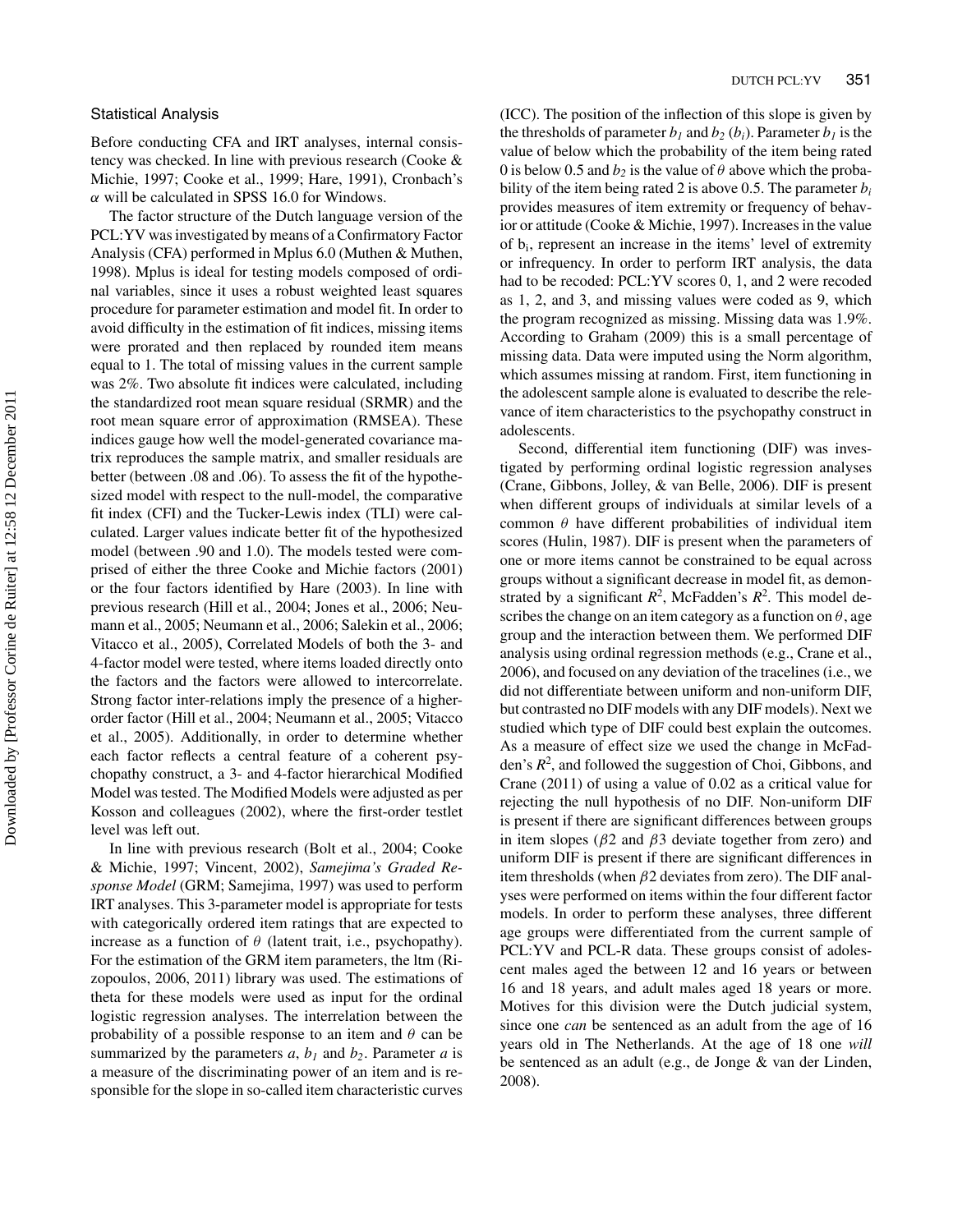### Statistical Analysis

Before conducting CFA and IRT analyses, internal consistency was checked. In line with previous research (Cooke & Michie, 1997; Cooke et al., 1999; Hare, 1991), Cronbach's $\alpha$ will be calculated in SPSS 16.0 for Windows.

The factor structure of the Dutch language version of the PCL:YV was investigated by means of a Confirmatory Factor Analysis (CFA) performed in Mplus 6.0 (Muthen & Muthen, 1998). Mplus is ideal for testing models composed of ordinal variables, since it uses a robust weighted least squares procedure for parameter estimation and model fit. In order to avoid difficulty in the estimation of fit indices, missing items were prorated and then replaced by rounded item means equal to 1. The total of missing values in the current sample was 2%. Two absolute fit indices were calculated, including the standardized root mean square residual (SRMR) and the root mean square error of approximation (RMSEA). These indices gauge how well the model-generated covariance matrix reproduces the sample matrix, and smaller residuals are better (between .08 and .06). To assess the fit of the hypothesized model with respect to the null-model, the comparative fit index (CFI) and the Tucker-Lewis index (TLI) were calculated. Larger values indicate better fit of the hypothesized model (between .90 and 1.0). The models tested were comprised of either the three Cooke and Michie factors (2001) or the four factors identified by Hare (2003). In line with previous research (Hill et al., 2004; Jones et al., 2006; Neumann et al., 2005; Neumann et al., 2006; Salekin et al., 2006; Vitacco et al., 2005), Correlated Models of both the 3- and 4-factor model were tested, where items loaded directly onto the factors and the factors were allowed to intercorrelate. Strong factor inter-relations imply the presence of a higher-order factor (Hill et al., 2004; Neumann et al., 2005; Vitacco et al., 2005). Additionally, in order to determine whether each factor reflects a central feature of a coherent psychopathy construct, a 3- and 4-factor hierarchical Modified Model was tested. The Modified Models were adjusted as per Kosson and colleagues (2002), where the first-order testlet level was left out.

In line with previous research (Bolt et al., 2004; Cooke & Michie, 1997; Vincent, 2002), *Samejima's Graded Response Model* (GRM; Samejima, 1997) was used to perform IRT analyses. This 3-parameter model is appropriate for tests with categorically ordered item ratings that are expected to increase as a function of $\theta$ (latent trait, i.e., psychopathy). For the estimation of the GRM item parameters, the ltm (Rizopoulos, 2006, 2011) library was used. The estimations of theta for these models were used as input for the ordinal logistic regression analyses. The interrelation between the probability of a possible response to an item and $\theta$ can be summarized by the parameters $a$, $b_1$ and $b_2$. Parameter $a$ is a measure of the discriminating power of an item and is responsible for the slope in so-called item characteristic curves (ICC). The position of the inflection of this slope is given by the thresholds of parameter $b_1$ and $b_2$ ($b_i$). Parameter $b_1$ is the value of below which the probability of the item being rated 0 is below 0.5 and $b_2$ is the value of $\theta$ above which the probability of the item being rated 2 is above 0.5. The parameter $b_i$ provides measures of item extremity or frequency of behavior or attitude (Cooke & Michie, 1997). Increases in the value of $b_i$, represent an increase in the items' level of extremity or infrequency. In order to perform IRT analysis, the data had to be recoded: PCL:YV scores 0, 1, and 2 were recoded as 1, 2, and 3, and missing values were coded as 9, which the program recognized as missing. Missing data was 1.9%. According to Graham (2009) this is a small percentage of missing data. Data were imputed using the Norm algorithm, which assumes missing at random. First, item functioning in the adolescent sample alone is evaluated to describe the relevance of item characteristics to the psychopathy construct in adolescents.

Second, differential item functioning (DIF) was investigated by performing ordinal logistic regression analyses (Crane, Gibbons, Jolley, & van Belle, 2006). DIF is present when different groups of individuals at similar levels of a common $\theta$ have different probabilities of individual item scores (Hulin, 1987). DIF is present when the parameters of one or more items cannot be constrained to be equal across groups without a significant decrease in model fit, as demonstrated by a significant $R^2$, McFadden's $R^2$. This model describes the change on an item category as a function on $\theta$, age group and the interaction between them. We performed DIF analysis using ordinal regression methods (e.g., Crane et al., 2006), and focused on any deviation of the tracelines (i.e., we did not differentiate between uniform and non-uniform DIF, but contrasted no DIF models with any DIF models). Next we studied which type of DIF could best explain the outcomes. As a measure of effect size we used the change in McFadden's $R^2$, and followed the suggestion of Choi, Gibbons, and Crane (2011) of using a value of 0.02 as a critical value for rejecting the null hypothesis of no DIF. Non-uniform DIF is present if there are significant differences between groups in item slopes ($\beta 2$ and $\beta 3$ deviate together from zero) and uniform DIF is present if there are significant differences in item thresholds (when $\beta 2$ deviates from zero). The DIF analyses were performed on items within the four different factor models. In order to perform these analyses, three different age groups were differentiated from the current sample of PCL:YV and PCL-R data. These groups consist of adolescent males aged the between 12 and 16 years or between 16 and 18 years, and adult males aged 18 years or more. Motives for this division were the Dutch judicial system, since one *can* be sentenced as an adult from the age of 16 years old in The Netherlands. At the age of 18 one *will* be sentenced as an adult (e.g., de Jonge & van der Linden, 2008).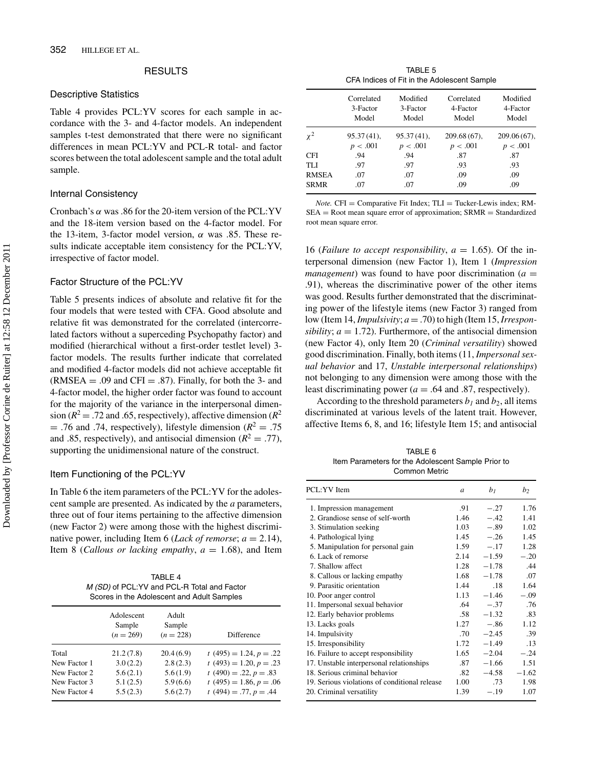## RESULTS

### Descriptive Statistics

Table 4 provides PCL:YV scores for each sample in accordance with the 3- and 4-factor models. An independent samples t-test demonstrated that there were no significant differences in mean PCL:YV and PCL-R total- and factor scores between the total adolescent sample and the total adult sample.

### Internal Consistency

Cronbach's $\alpha$ was .86 for the 20-item version of the PCL:YV and the 18-item version based on the 4-factor model. For the 13-item, 3-factor model version, $\alpha$ was .85. These results indicate acceptable item consistency for the PCL:YV, irrespective of factor model.

### Factor Structure of the PCL:YV

Table 5 presents indices of absolute and relative fit for the four models that were tested with CFA. Good absolute and relative fit was demonstrated for the correlated (intercorrelated factors without a superceding Psychopathy factor) and modified (hierarchical without a first-order testlet level) 3-factor models. The results further indicate that correlated and modified 4-factor models did not achieve acceptable fit (RMSEA = .09 and CFI = .87). Finally, for both the 3- and 4-factor model, the higher order factor was found to account for the majority of the variance in the interpersonal dimension ($R^2$ = .72 and .65, respectively), affective dimension ($R^2$ = .76 and .74, respectively), lifestyle dimension ($R^2$ = .75 and .85, respectively), and antisocial dimension ($R^2$ = .77), supporting the unidimensional nature of the construct.

### Item Functioning of the PCL:YV

In Table 6 the item parameters of the PCL:YV for the adolescent sample are presented. As indicated by the *a* parameters, three out of four items pertaining to the affective dimension (new Factor 2) were among those with the highest discriminative power, including Item 6 (*Lack of remorse*; *a* = 2.14), Item 8 (*Callous or lacking empathy*, *a* = 1.68), and Item 16 (*Failure to accept responsibility*, *a* = 1.65). Of the interpersonal dimension (new Factor 1), Item 1 (*Impression management*) was found to have poor discrimination (*a* = .91), whereas the discriminative power of the other items was good. Results further demonstrated that the discriminating power of the lifestyle items (new Factor 3) ranged from low (Item 14, *Impulsivity*; *a* = .70) to high (Item 15, *Irresponsibility*; *a* = 1.72). Furthermore, of the antisocial dimension (new Factor 4), only Item 20 (*Criminal versatility*) showed good discrimination. Finally, both items (11, *Impersonal sexual behavior* and 17, *Unstable interpersonal relationships*) not belonging to any dimension were among those with the least discriminating power (*a* = .64 and .87, respectively).

According to the threshold parameters $b_1$ and $b_2$, all items discriminated at various levels of the latent trait. However, affective Items 6, 8, and 16; lifestyle Item 15; and antisocial

TABLE 4
*M (SD)* of PCL:YV and PCL-R Total and Factor Scores in the Adolescent and Adult Samples

| | Adolescent Sample ($n$ = 269) | Adult Sample ($n$ = 228) | Difference |
|---|---|---|---|
| Total | 21.2 (7.8) | 20.4 (6.9) | $t$ (495) = 1.24, $p$ = .22 |
| New Factor 1 | 3.0 (2.2) | 2.8 (2.3) | $t$ (493) = 1.20, $p$ = .23 |
| New Factor 2 | 5.6 (2.1) | 5.6 (1.9) | $t$ (490) = .22, $p$ = .83 |
| New Factor 3 | 5.1 (2.5) | 5.9 (6.6) | $t$ (495) = 1.86, $p$ = .06 |
| New Factor 4 | 5.5 (2.3) | 5.6 (2.7) | $t$ (494) = .77, $p$ = .44 |

TABLE 5
CFA Indices of Fit in the Adolescent Sample

| | Correlated 3-Factor Model | Modified 3-Factor Model | Correlated 4-Factor Model | Modified 4-Factor Model |
|---|---|---|---|---|
| $\chi^2$ | 95.37 (41), $p$ < .001 | 95.37 (41), $p$ < .001 | 209.68 (67), $p$ < .001 | 209.06 (67), $p$ < .001 |
| CFI | .94 | .94 | .87 | .87 |
| TLI | .97 | .97 | .93 | .93 |
| RMSEA | .07 | .07 | .09 | .09 |
| SRMR | .07 | .07 | .09 | .09 |

*Note.* CFI = Comparative Fit Index; TLI = Tucker-Lewis index; RMSEA = Root mean square error of approximation; SRMR = Standardized root mean square error.

TABLE 6
Item Parameters for the Adolescent Sample Prior to Common Metric

| PCL:YV Item | $a$ | $b_1$ | $b_2$ |
|---|---|---|---|
| 1. Impression management | .91 | −.27 | 1.76 |
| 2. Grandiose sense of self-worth | 1.46 | −.42 | 1.41 |
| 3. Stimulation seeking | 1.03 | −.89 | 1.02 |
| 4. Pathological lying | 1.45 | −.26 | 1.45 |
| 5. Manipulation for personal gain | 1.59 | −.17 | 1.28 |
| 6. Lack of remorse | 2.14 | −1.59 | −.20 |
| 7. Shallow affect | 1.28 | −1.78 | .44 |
| 8. Callous or lacking empathy | 1.68 | −1.78 | .07 |
| 9. Parasitic orientation | 1.44 | .18 | 1.64 |
| 10. Poor anger control | 1.13 | −1.46 | −.09 |
| 11. Impersonal sexual behavior | .64 | −.37 | .76 |
| 12. Early behavior problems | .58 | −1.32 | .83 |
| 13. Lacks goals | 1.27 | −.86 | 1.12 |
| 14. Impulsivity | .70 | −2.45 | .39 |
| 15. Irresponsibility | 1.72 | −1.49 | .13 |
| 16. Failure to accept responsibility | 1.65 | −2.04 | −.24 |
| 17. Unstable interpersonal relationships | .87 | −1.66 | 1.51 |
| 18. Serious criminal behavior | .82 | −4.58 | −1.62 |
| 19. Serious violations of conditional release | 1.00 | .73 | 1.98 |
| 20. Criminal versatility | 1.39 | −.19 | 1.07 |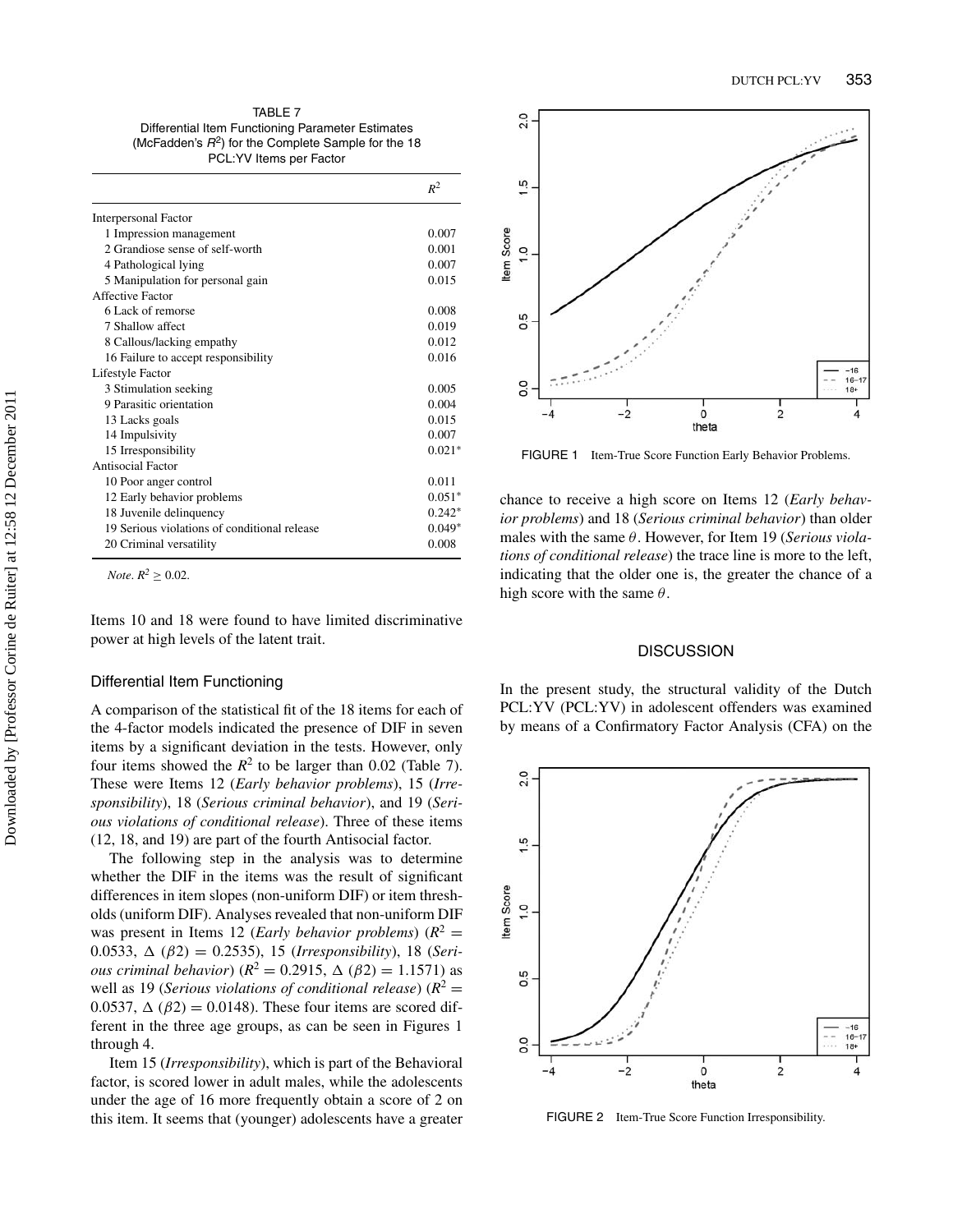TABLE 7
Differential Item Functioning Parameter Estimates (McFadden's $R^2$) for the Complete Sample for the 18 PCL:YV Items per Factor

| | $R^2$ |
|---|---|
| Interpersonal Factor | |
| 1 Impression management | 0.007 |
| 2 Grandiose sense of self-worth | 0.001 |
| 4 Pathological lying | 0.007 |
| 5 Manipulation for personal gain | 0.015 |
| Affective Factor | |
| 6 Lack of remorse | 0.008 |
| 7 Shallow affect | 0.019 |
| 8 Callous/lacking empathy | 0.012 |
| 16 Failure to accept responsibility | 0.016 |
| Lifestyle Factor | |
| 3 Stimulation seeking | 0.005 |
| 9 Parasitic orientation | 0.004 |
| 13 Lacks goals | 0.015 |
| 14 Impulsivity | 0.007 |
| 15 Irresponsibility | 0.021* |
| Antisocial Factor | |
| 10 Poor anger control | 0.011 |
| 12 Early behavior problems | 0.051* |
| 18 Juvenile delinquency | 0.242* |
| 19 Serious violations of conditional release | 0.049* |
| 20 Criminal versatility | 0.008 |

*Note*. $R^2 \geq 0.02$.

Items 10 and 18 were found to have limited discriminative power at high levels of the latent trait.

### Differential Item Functioning

A comparison of the statistical fit of the 18 items for each of the 4-factor models indicated the presence of DIF in seven items by a significant deviation in the tests. However, only four items showed the $R^2$ to be larger than 0.02 (Table 7). These were Items 12 (*Early behavior problems*), 15 (*Irresponsibility*), 18 (*Serious criminal behavior*), and 19 (*Serious violations of conditional release*). Three of these items (12, 18, and 19) are part of the fourth Antisocial factor.

The following step in the analysis was to determine whether the DIF in the items was the result of significant differences in item slopes (non-uniform DIF) or item thresholds (uniform DIF). Analyses revealed that non-uniform DIF was present in Items 12 (*Early behavior problems*) ($R^2 = 0.0533$, $\Delta\ (\beta 2) = 0.2535$), 15 (*Irresponsibility*), 18 (*Serious criminal behavior*) ($R^2 = 0.2915$, $\Delta\ (\beta 2) = 1.1571$) as well as 19 (*Serious violations of conditional release*) ($R^2 = 0.0537$, $\Delta\ (\beta 2) = 0.0148$). These four items are scored different in the three age groups, as can be seen in Figures 1 through 4.

Item 15 (*Irresponsibility*), which is part of the Behavioral factor, is scored lower in adult males, while the adolescents under the age of 16 more frequently obtain a score of 2 on this item. It seems that (younger) adolescents have a greater chance to receive a high score on Items 12 (*Early behavior problems*) and 18 (*Serious criminal behavior*) than older males with the same $\theta$. However, for Item 19 (*Serious violations of conditional release*) the trace line is more to the left, indicating that the older one is, the greater the chance of a high score with the same $\theta$.

FIGURE 1 Item-True Score Function Early Behavior Problems.

FIGURE 2 Item-True Score Function Irresponsibility.

## DISCUSSION

In the present study, the structural validity of the Dutch PCL:YV (PCL:YV) in adolescent offenders was examined by means of a Confirmatory Factor Analysis (CFA) on the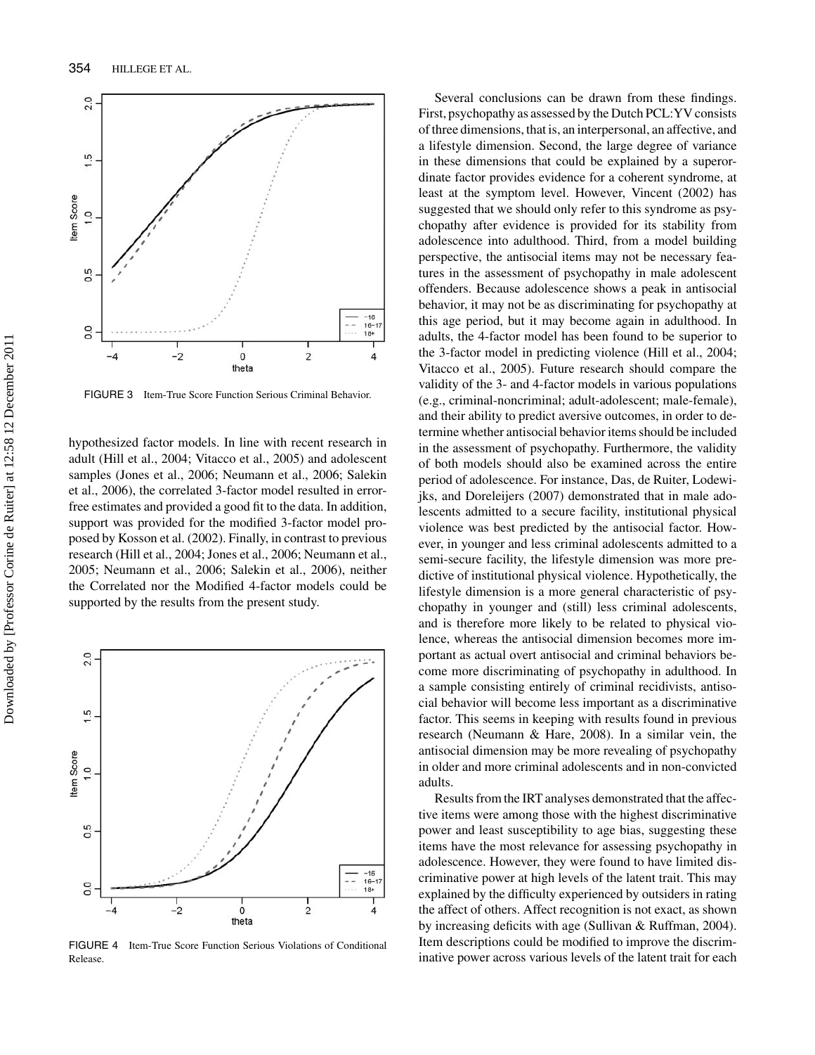FIGURE 3 Item-True Score Function Serious Criminal Behavior.

hypothesized factor models. In line with recent research in adult (Hill et al., 2004; Vitacco et al., 2005) and adolescent samples (Jones et al., 2006; Neumann et al., 2006; Salekin et al., 2006), the correlated 3-factor model resulted in error-free estimates and provided a good fit to the data. In addition, support was provided for the modified 3-factor model proposed by Kosson et al. (2002). Finally, in contrast to previous research (Hill et al., 2004; Jones et al., 2006; Neumann et al., 2005; Neumann et al., 2006; Salekin et al., 2006), neither the Correlated nor the Modified 4-factor models could be supported by the results from the present study.

FIGURE 4 Item-True Score Function Serious Violations of Conditional Release.

Several conclusions can be drawn from these findings. First, psychopathy as assessed by the Dutch PCL:YV consists of three dimensions, that is, an interpersonal, an affective, and a lifestyle dimension. Second, the large degree of variance in these dimensions that could be explained by a superordinate factor provides evidence for a coherent syndrome, at least at the symptom level. However, Vincent (2002) has suggested that we should only refer to this syndrome as psychopathy after evidence is provided for its stability from adolescence into adulthood. Third, from a model building perspective, the antisocial items may not be necessary features in the assessment of psychopathy in male adolescent offenders. Because adolescence shows a peak in antisocial behavior, it may not be as discriminating for psychopathy at this age period, but it may become again in adulthood. In adults, the 4-factor model has been found to be superior to the 3-factor model in predicting violence (Hill et al., 2004; Vitacco et al., 2005). Future research should compare the validity of the 3- and 4-factor models in various populations (e.g., criminal-noncriminal; adult-adolescent; male-female), and their ability to predict aversive outcomes, in order to determine whether antisocial behavior items should be included in the assessment of psychopathy. Furthermore, the validity of both models should also be examined across the entire period of adolescence. For instance, Das, de Ruiter, Lodewijks, and Doreleijers (2007) demonstrated that in male adolescents admitted to a secure facility, institutional physical violence was best predicted by the antisocial factor. However, in younger and less criminal adolescents admitted to a semi-secure facility, the lifestyle dimension was more predictive of institutional physical violence. Hypothetically, the lifestyle dimension is a more general characteristic of psychopathy in younger and (still) less criminal adolescents, and is therefore more likely to be related to physical violence, whereas the antisocial dimension becomes more important as actual overt antisocial and criminal behaviors become more discriminating of psychopathy in adulthood. In a sample consisting entirely of criminal recidivists, antisocial behavior will become less important as a discriminative factor. This seems in keeping with results found in previous research (Neumann & Hare, 2008). In a similar vein, the antisocial dimension may be more revealing of psychopathy in older and more criminal adolescents and in non-convicted adults.

Results from the IRT analyses demonstrated that the affective items were among those with the highest discriminative power and least susceptibility to age bias, suggesting these items have the most relevance for assessing psychopathy in adolescence. However, they were found to have limited discriminative power at high levels of the latent trait. This may explained by the difficulty experienced by outsiders in rating the affect of others. Affect recognition is not exact, as shown by increasing deficits with age (Sullivan & Ruffman, 2004). Item descriptions could be modified to improve the discriminative power across various levels of the latent trait for each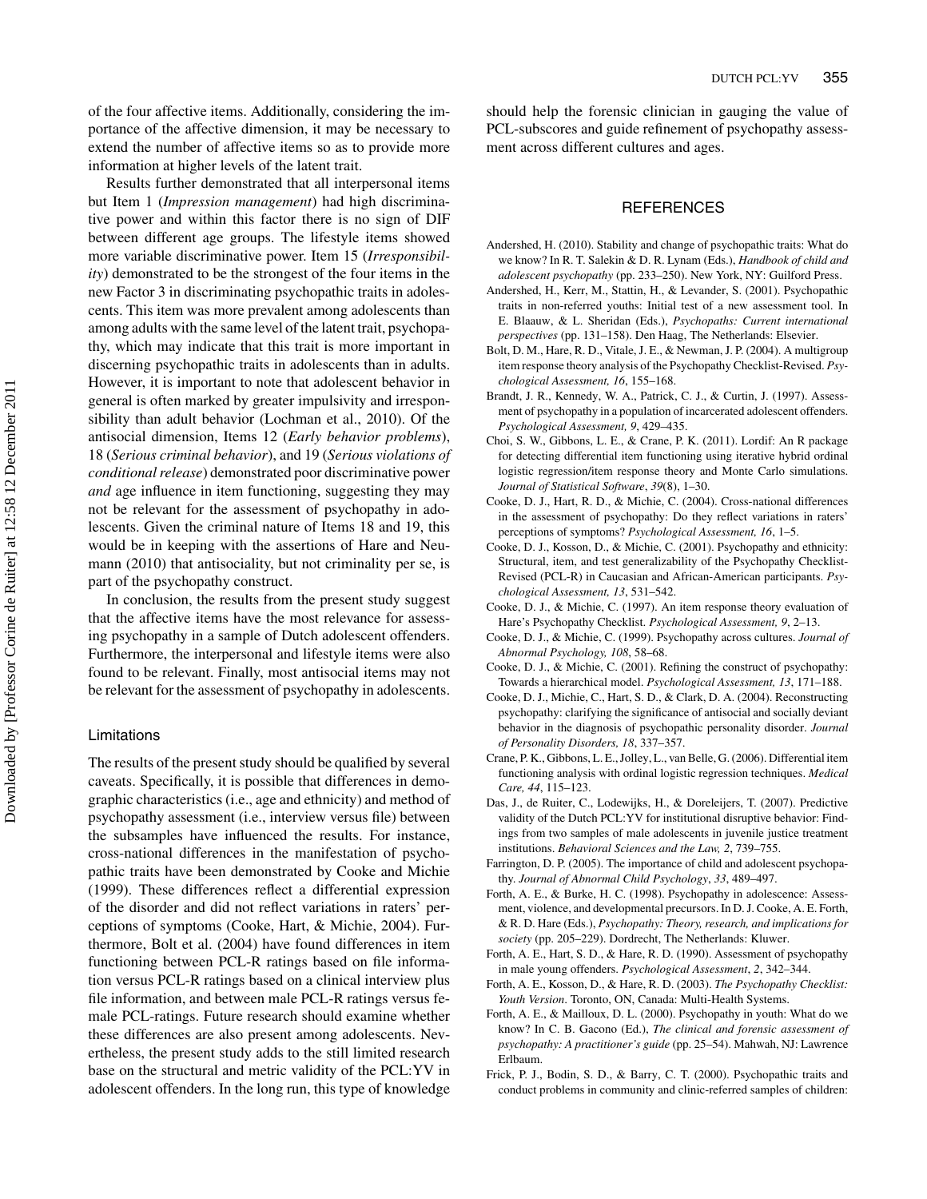of the four affective items. Additionally, considering the importance of the affective dimension, it may be necessary to extend the number of affective items so as to provide more information at higher levels of the latent trait.

Results further demonstrated that all interpersonal items but Item 1 (*Impression management*) had high discriminative power and within this factor there is no sign of DIF between different age groups. The lifestyle items showed more variable discriminative power. Item 15 (*Irresponsibility*) demonstrated to be the strongest of the four items in the new Factor 3 in discriminating psychopathic traits in adolescents. This item was more prevalent among adolescents than among adults with the same level of the latent trait, psychopathy, which may indicate that this trait is more important in discerning psychopathic traits in adolescents than in adults. However, it is important to note that adolescent behavior in general is often marked by greater impulsivity and irresponsibility than adult behavior (Lochman et al., 2010). Of the antisocial dimension, Items 12 (*Early behavior problems*), 18 (*Serious criminal behavior*), and 19 (*Serious violations of conditional release*) demonstrated poor discriminative power *and* age influence in item functioning, suggesting they may not be relevant for the assessment of psychopathy in adolescents. Given the criminal nature of Items 18 and 19, this would be in keeping with the assertions of Hare and Neumann (2010) that antisociality, but not criminality per se, is part of the psychopathy construct.

In conclusion, the results from the present study suggest that the affective items have the most relevance for assessing psychopathy in a sample of Dutch adolescent offenders. Furthermore, the interpersonal and lifestyle items were also found to be relevant. Finally, most antisocial items may not be relevant for the assessment of psychopathy in adolescents.

### Limitations

The results of the present study should be qualified by several caveats. Specifically, it is possible that differences in demographic characteristics (i.e., age and ethnicity) and method of psychopathy assessment (i.e., interview versus file) between the subsamples have influenced the results. For instance, cross-national differences in the manifestation of psychopathic traits have been demonstrated by Cooke and Michie (1999). These differences reflect a differential expression of the disorder and did not reflect variations in raters' perceptions of symptoms (Cooke, Hart, & Michie, 2004). Furthermore, Bolt et al. (2004) have found differences in item functioning between PCL-R ratings based on file information versus PCL-R ratings based on a clinical interview plus file information, and between male PCL-R ratings versus female PCL-ratings. Future research should examine whether these differences are also present among adolescents. Nevertheless, the present study adds to the still limited research base on the structural and metric validity of the PCL:YV in adolescent offenders. In the long run, this type of knowledge should help the forensic clinician in gauging the value of PCL-subscores and guide refinement of psychopathy assessment across different cultures and ages.

## REFERENCES

Andershed, H. (2010). Stability and change of psychopathic traits: What do we know? In R. T. Salekin & D. R. Lynam (Eds.), *Handbook of child and adolescent psychopathy* (pp. 233–250). New York, NY: Guilford Press.

Andershed, H., Kerr, M., Stattin, H., & Levander, S. (2001). Psychopathic traits in non-referred youths: Initial test of a new assessment tool. In E. Blaauw, & L. Sheridan (Eds.), *Psychopaths: Current international perspectives* (pp. 131–158). Den Haag, The Netherlands: Elsevier.

Bolt, D. M., Hare, R. D., Vitale, J. E., & Newman, J. P. (2004). A multigroup item response theory analysis of the Psychopathy Checklist-Revised. *Psychological Assessment, 16*, 155–168.

Brandt, J. R., Kennedy, W. A., Patrick, C. J., & Curtin, J. (1997). Assessment of psychopathy in a population of incarcerated adolescent offenders. *Psychological Assessment, 9*, 429–435.

Choi, S. W., Gibbons, L. E., & Crane, P. K. (2011). Lordif: An R package for detecting differential item functioning using iterative hybrid ordinal logistic regression/item response theory and Monte Carlo simulations. *Journal of Statistical Software*, *39*(8), 1–30.

Cooke, D. J., Hart, R. D., & Michie, C. (2004). Cross-national differences in the assessment of psychopathy: Do they reflect variations in raters' perceptions of symptoms? *Psychological Assessment, 16*, 1–5.

Cooke, D. J., Kosson, D., & Michie, C. (2001). Psychopathy and ethnicity: Structural, item, and test generalizability of the Psychopathy Checklist-Revised (PCL-R) in Caucasian and African-American participants. *Psychological Assessment, 13*, 531–542.

Cooke, D. J., & Michie, C. (1997). An item response theory evaluation of Hare's Psychopathy Checklist. *Psychological Assessment, 9*, 2–13.

Cooke, D. J., & Michie, C. (1999). Psychopathy across cultures. *Journal of Abnormal Psychology, 108*, 58–68.

Cooke, D. J., & Michie, C. (2001). Refining the construct of psychopathy: Towards a hierarchical model. *Psychological Assessment, 13*, 171–188.

Cooke, D. J., Michie, C., Hart, S. D., & Clark, D. A. (2004). Reconstructing psychopathy: clarifying the significance of antisocial and socially deviant behavior in the diagnosis of psychopathic personality disorder. *Journal of Personality Disorders, 18*, 337–357.

Crane, P. K., Gibbons, L. E., Jolley, L., van Belle, G. (2006). Differential item functioning analysis with ordinal logistic regression techniques. *Medical Care, 44*, 115–123.

Das, J., de Ruiter, C., Lodewijks, H., & Doreleijers, T. (2007). Predictive validity of the Dutch PCL:YV for institutional disruptive behavior: Findings from two samples of male adolescents in juvenile justice treatment institutions. *Behavioral Sciences and the Law, 2*, 739–755.

Farrington, D. P. (2005). The importance of child and adolescent psychopathy. *Journal of Abnormal Child Psychology*, *33*, 489–497.

Forth, A. E., & Burke, H. C. (1998). Psychopathy in adolescence: Assessment, violence, and developmental precursors. In D. J. Cooke, A. E. Forth, & R. D. Hare (Eds.), *Psychopathy: Theory, research, and implications for society* (pp. 205–229). Dordrecht, The Netherlands: Kluwer.

Forth, A. E., Hart, S. D., & Hare, R. D. (1990). Assessment of psychopathy in male young offenders. *Psychological Assessment*, *2*, 342–344.

Forth, A. E., Kosson, D., & Hare, R. D. (2003). *The Psychopathy Checklist: Youth Version*. Toronto, ON, Canada: Multi-Health Systems.

Forth, A. E., & Mailloux, D. L. (2000). Psychopathy in youth: What do we know? In C. B. Gacono (Ed.), *The clinical and forensic assessment of psychopathy: A practitioner's guide* (pp. 25–54). Mahwah, NJ: Lawrence Erlbaum.

Frick, P. J., Bodin, S. D., & Barry, C. T. (2000). Psychopathic traits and conduct problems in community and clinic-referred samples of children: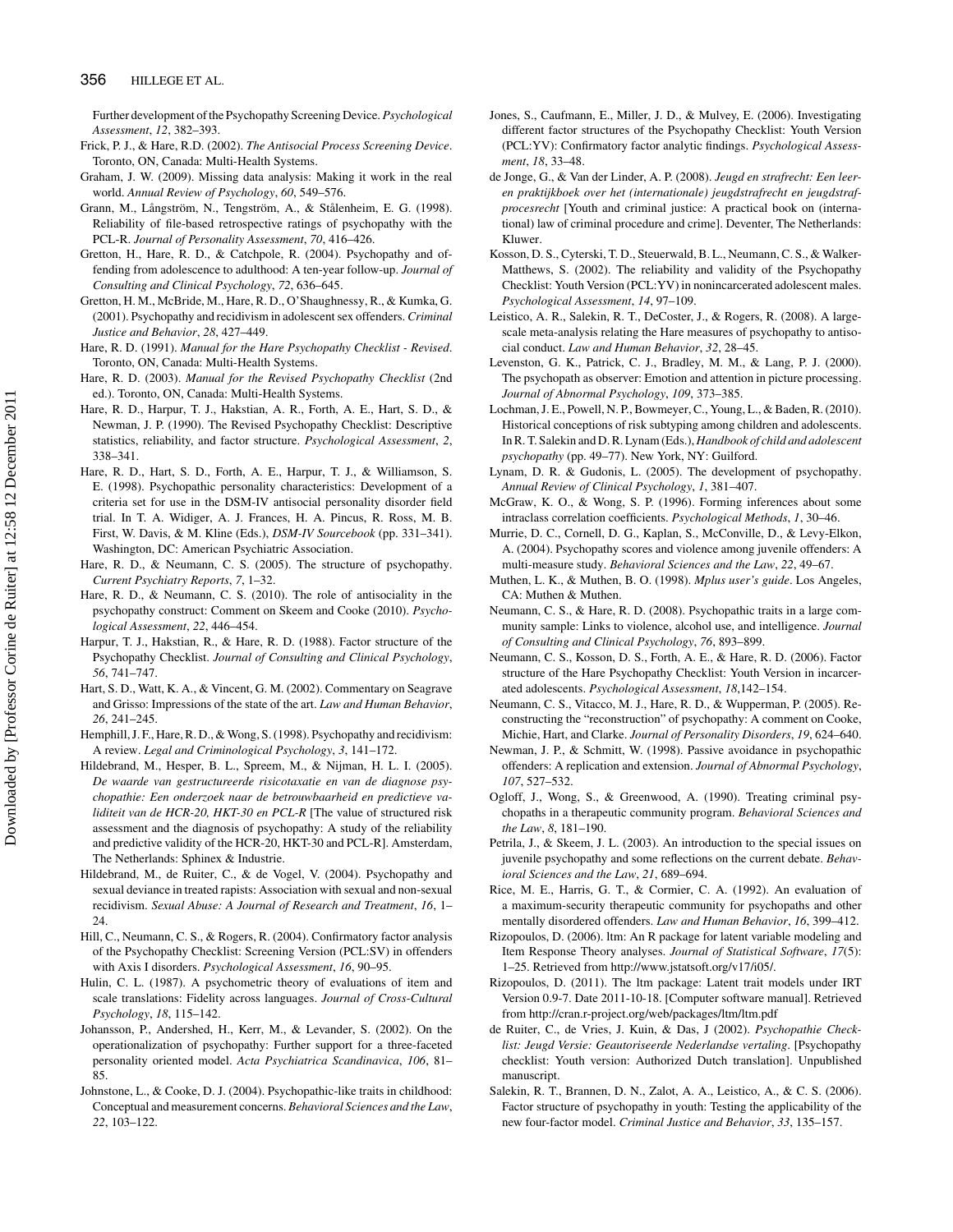Further development of the Psychopathy Screening Device. *Psychological Assessment*, *12*, 382–393.

Frick, P. J., & Hare, R.D. (2002). *The Antisocial Process Screening Device*. Toronto, ON, Canada: Multi-Health Systems.

Graham, J. W. (2009). Missing data analysis: Making it work in the real world. *Annual Review of Psychology*, *60*, 549–576.

Grann, M., Långström, N., Tengström, A., & Stålenheim, E. G. (1998). Reliability of file-based retrospective ratings of psychopathy with the PCL-R. *Journal of Personality Assessment*, *70*, 416–426.

Gretton, H., Hare, R. D., & Catchpole, R. (2004). Psychopathy and offending from adolescence to adulthood: A ten-year follow-up. *Journal of Consulting and Clinical Psychology*, *72*, 636–645.

Gretton, H. M., McBride, M., Hare, R. D., O'Shaughnessy, R., & Kumka, G. (2001). Psychopathy and recidivism in adolescent sex offenders. *Criminal Justice and Behavior*, *28*, 427–449.

Hare, R. D. (1991). *Manual for the Hare Psychopathy Checklist - Revised*. Toronto, ON, Canada: Multi-Health Systems.

Hare, R. D. (2003). *Manual for the Revised Psychopathy Checklist* (2nd ed.). Toronto, ON, Canada: Multi-Health Systems.

Hare, R. D., Harpur, T. J., Hakstian, A. R., Forth, A. E., Hart, S. D., & Newman, J. P. (1990). The Revised Psychopathy Checklist: Descriptive statistics, reliability, and factor structure. *Psychological Assessment*, *2*, 338–341.

Hare, R. D., Hart, S. D., Forth, A. E., Harpur, T. J., & Williamson, S. E. (1998). Psychopathic personality characteristics: Development of a criteria set for use in the DSM-IV antisocial personality disorder field trial. In T. A. Widiger, A. J. Frances, H. A. Pincus, R. Ross, M. B. First, W. Davis, & M. Kline (Eds.), *DSM-IV Sourcebook* (pp. 331–341). Washington, DC: American Psychiatric Association.

Hare, R. D., & Neumann, C. S. (2005). The structure of psychopathy. *Current Psychiatry Reports*, *7*, 1–32.

Hare, R. D., & Neumann, C. S. (2010). The role of antisociality in the psychopathy construct: Comment on Skeem and Cooke (2010). *Psychological Assessment*, *22*, 446–454.

Harpur, T. J., Hakstian, R., & Hare, R. D. (1988). Factor structure of the Psychopathy Checklist. *Journal of Consulting and Clinical Psychology*, *56*, 741–747.

Hart, S. D., Watt, K. A., & Vincent, G. M. (2002). Commentary on Seagrave and Grisso: Impressions of the state of the art. *Law and Human Behavior*, *26*, 241–245.

Hemphill, J. F., Hare, R. D., & Wong, S. (1998). Psychopathy and recidivism: A review. *Legal and Criminological Psychology*, *3*, 141–172.

Hildebrand, M., Hesper, B. L., Spreem, M., & Nijman, H. L. I. (2005). *De waarde van gestructureerde risicotaxatie en van de diagnose psychopathie: Een onderzoek naar de betrouwbaarheid en predictieve validiteit van de HCR-20, HKT-30 en PCL-R* [The value of structured risk assessment and the diagnosis of psychopathy: A study of the reliability and predictive validity of the HCR-20, HKT-30 and PCL-R]. Amsterdam, The Netherlands: Sphinex & Industrie.

Hildebrand, M., de Ruiter, C., & de Vogel, V. (2004). Psychopathy and sexual deviance in treated rapists: Association with sexual and non-sexual recidivism. *Sexual Abuse: A Journal of Research and Treatment*, *16*, 1–24.

Hill, C., Neumann, C. S., & Rogers, R. (2004). Confirmatory factor analysis of the Psychopathy Checklist: Screening Version (PCL:SV) in offenders with Axis I disorders. *Psychological Assessment*, *16*, 90–95.

Hulin, C. L. (1987). A psychometric theory of evaluations of item and scale translations: Fidelity across languages. *Journal of Cross-Cultural Psychology*, *18*, 115–142.

Johansson, P., Andershed, H., Kerr, M., & Levander, S. (2002). On the operationalization of psychopathy: Further support for a three-faceted personality oriented model. *Acta Psychiatrica Scandinavica*, *106*, 81–85.

Johnstone, L., & Cooke, D. J. (2004). Psychopathic-like traits in childhood: Conceptual and measurement concerns. *Behavioral Sciences and the Law*, *22*, 103–122.

Jones, S., Caufmann, E., Miller, J. D., & Mulvey, E. (2006). Investigating different factor structures of the Psychopathy Checklist: Youth Version (PCL:YV): Confirmatory factor analytic findings. *Psychological Assessment*, *18*, 33–48.

de Jonge, G., & Van der Linder, A. P. (2008). *Jeugd en strafrecht: Een leeren praktijkboek over het (internationale) jeugdstrafrecht en jeugdstrafprocesrecht* [Youth and criminal justice: A practical book on (international) law of criminal procedure and crime]. Deventer, The Netherlands: Kluwer.

Kosson, D. S., Cyterski, T. D., Steuerwald, B. L., Neumann, C. S., & Walker-Matthews, S. (2002). The reliability and validity of the Psychopathy Checklist: Youth Version (PCL:YV) in nonincarcerated adolescent males. *Psychological Assessment*, *14*, 97–109.

Leistico, A. R., Salekin, R. T., DeCoster, J., & Rogers, R. (2008). A large-scale meta-analysis relating the Hare measures of psychopathy to antisocial conduct. *Law and Human Behavior*, *32*, 28–45.

Levenston, G. K., Patrick, C. J., Bradley, M. M., & Lang, P. J. (2000). The psychopath as observer: Emotion and attention in picture processing. *Journal of Abnormal Psychology*, *109*, 373–385.

Lochman, J. E., Powell, N. P., Bowmeyer, C., Young, L., & Baden, R. (2010). Historical conceptions of risk subtyping among children and adolescents. In R. T. Salekin and D. R. Lynam (Eds.), *Handbook of child and adolescent psychopathy* (pp. 49–77). New York, NY: Guilford.

Lynam, D. R. & Gudonis, L. (2005). The development of psychopathy. *Annual Review of Clinical Psychology*, *1*, 381–407.

McGraw, K. O., & Wong, S. P. (1996). Forming inferences about some intraclass correlation coefficients. *Psychological Methods*, *1*, 30–46.

Murrie, D. C., Cornell, D. G., Kaplan, S., McConville, D., & Levy-Elkon, A. (2004). Psychopathy scores and violence among juvenile offenders: A multi-measure study. *Behavioral Sciences and the Law*, *22*, 49–67.

Muthen, L. K., & Muthen, B. O. (1998). *Mplus user's guide*. Los Angeles, CA: Muthen & Muthen.

Neumann, C. S., & Hare, R. D. (2008). Psychopathic traits in a large community sample: Links to violence, alcohol use, and intelligence. *Journal of Consulting and Clinical Psychology*, *76*, 893–899.

Neumann, C. S., Kosson, D. S., Forth, A. E., & Hare, R. D. (2006). Factor structure of the Hare Psychopathy Checklist: Youth Version in incarcerated adolescents. *Psychological Assessment*, *18*,142–154.

Neumann, C. S., Vitacco, M. J., Hare, R. D., & Wupperman, P. (2005). Reconstructing the "reconstruction" of psychopathy: A comment on Cooke, Michie, Hart, and Clarke. *Journal of Personality Disorders*, *19*, 624–640.

Newman, J. P., & Schmitt, W. (1998). Passive avoidance in psychopathic offenders: A replication and extension. *Journal of Abnormal Psychology*, *107*, 527–532.

Ogloff, J., Wong, S., & Greenwood, A. (1990). Treating criminal psychopaths in a therapeutic community program. *Behavioral Sciences and the Law*, *8*, 181–190.

Petrila, J., & Skeem, J. L. (2003). An introduction to the special issues on juvenile psychopathy and some reflections on the current debate. *Behavioral Sciences and the Law*, *21*, 689–694.

Rice, M. E., Harris, G. T., & Cormier, C. A. (1992). An evaluation of a maximum-security therapeutic community for psychopaths and other mentally disordered offenders. *Law and Human Behavior*, *16*, 399–412.

Rizopoulos, D. (2006). ltm: An R package for latent variable modeling and Item Response Theory analyses. *Journal of Statistical Software*, *17*(5): 1–25. Retrieved from http://www.jstatsoft.org/v17/i05/.

Rizopoulos, D. (2011). The ltm package: Latent trait models under IRT Version 0.9-7. Date 2011-10-18. [Computer software manual]. Retrieved from http://cran.r-project.org/web/packages/ltm/ltm.pdf

de Ruiter, C., de Vries, J. Kuin, & Das, J (2002). *Psychopathie Checklist: Jeugd Versie: Geautoriseerde Nederlandse vertaling*. [Psychopathy checklist: Youth version: Authorized Dutch translation]. Unpublished manuscript.

Salekin, R. T., Brannen, D. N., Zalot, A. A., Leistico, A., & C. S. (2006). Factor structure of psychopathy in youth: Testing the applicability of the new four-factor model. *Criminal Justice and Behavior*, *33*, 135–157.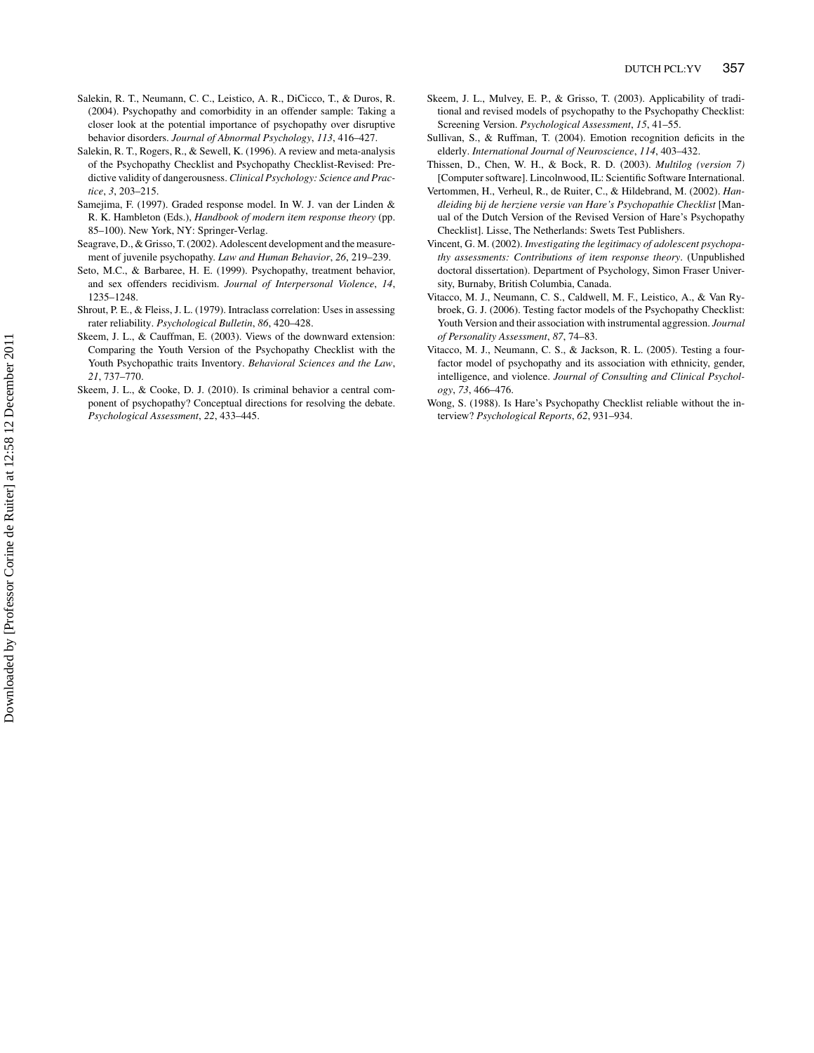Salekin, R. T., Neumann, C. C., Leistico, A. R., DiCicco, T., & Duros, R. (2004). Psychopathy and comorbidity in an offender sample: Taking a closer look at the potential importance of psychopathy over disruptive behavior disorders. *Journal of Abnormal Psychology*, *113*, 416–427.

Salekin, R. T., Rogers, R., & Sewell, K. (1996). A review and meta-analysis of the Psychopathy Checklist and Psychopathy Checklist-Revised: Predictive validity of dangerousness. *Clinical Psychology: Science and Practice*, *3*, 203–215.

Samejima, F. (1997). Graded response model. In W. J. van der Linden & R. K. Hambleton (Eds.), *Handbook of modern item response theory* (pp. 85–100). New York, NY: Springer-Verlag.

Seagrave, D., & Grisso, T. (2002). Adolescent development and the measurement of juvenile psychopathy. *Law and Human Behavior*, *26*, 219–239.

Seto, M.C., & Barbaree, H. E. (1999). Psychopathy, treatment behavior, and sex offenders recidivism. *Journal of Interpersonal Violence*, *14*, 1235–1248.

Shrout, P. E., & Fleiss, J. L. (1979). Intraclass correlation: Uses in assessing rater reliability. *Psychological Bulletin*, *86*, 420–428.

Skeem, J. L., & Cauffman, E. (2003). Views of the downward extension: Comparing the Youth Version of the Psychopathy Checklist with the Youth Psychopathic traits Inventory. *Behavioral Sciences and the Law*, *21*, 737–770.

Skeem, J. L., & Cooke, D. J. (2010). Is criminal behavior a central component of psychopathy? Conceptual directions for resolving the debate. *Psychological Assessment*, *22*, 433–445.

Skeem, J. L., Mulvey, E. P., & Grisso, T. (2003). Applicability of traditional and revised models of psychopathy to the Psychopathy Checklist: Screening Version. *Psychological Assessment*, *15*, 41–55.

Sullivan, S., & Ruffman, T. (2004). Emotion recognition deficits in the elderly. *International Journal of Neuroscience*, *114*, 403–432.

Thissen, D., Chen, W. H., & Bock, R. D. (2003). *Multilog (version 7)* [Computer software]. Lincolnwood, IL: Scientific Software International.

Vertommen, H., Verheul, R., de Ruiter, C., & Hildebrand, M. (2002). *Handleiding bij de herziene versie van Hare's Psychopathie Checklist* [Manual of the Dutch Version of the Revised Version of Hare's Psychopathy Checklist]. Lisse, The Netherlands: Swets Test Publishers.

Vincent, G. M. (2002). *Investigating the legitimacy of adolescent psychopathy assessments: Contributions of item response theory*. (Unpublished doctoral dissertation). Department of Psychology, Simon Fraser University, Burnaby, British Columbia, Canada.

Vitacco, M. J., Neumann, C. S., Caldwell, M. F., Leistico, A., & Van Rybroek, G. J. (2006). Testing factor models of the Psychopathy Checklist: Youth Version and their association with instrumental aggression. *Journal of Personality Assessment*, *87*, 74–83.

Vitacco, M. J., Neumann, C. S., & Jackson, R. L. (2005). Testing a four-factor model of psychopathy and its association with ethnicity, gender, intelligence, and violence. *Journal of Consulting and Clinical Psychology*, *73*, 466–476.

Wong, S. (1988). Is Hare's Psychopathy Checklist reliable without the interview? *Psychological Reports*, *62*, 931–934.